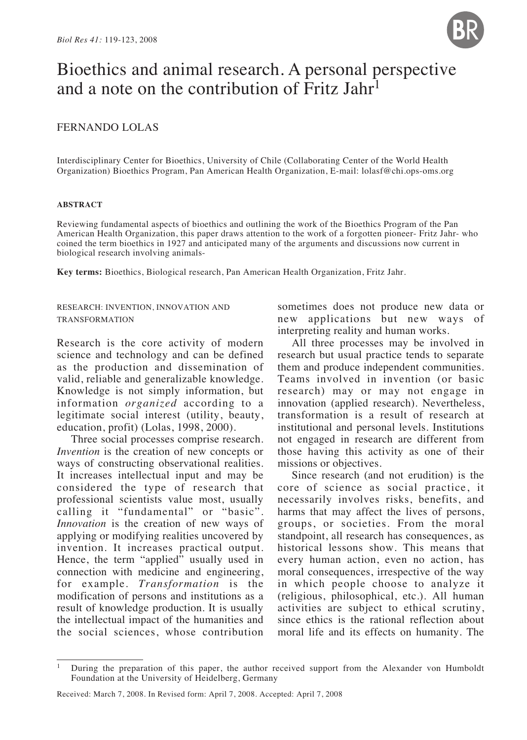# Bioethics and animal research. A personal perspective and a note on the contribution of Fritz Jahr[1]

FERNANDO LOLAS

Interdisciplinary Center for Bioethics, University of Chile (Collaborating Center of the World Health Organization) Bioethics Program, Pan American Health Organization, E-mail: lolasf@chi.ops-oms.org

**ABSTRACT**

Reviewing fundamental aspects of bioethics and outlining the work of the Bioethics Program of the Pan American Health Organization, this paper draws attention to the work of a forgotten pioneer- Fritz Jahr- who coined the term bioethics in 1927 and anticipated many of the arguments and discussions now current in biological research involving animals-

**Key terms:** Bioethics, Biological research, Pan American Health Organization, Fritz Jahr.

## RESEARCH: INVENTION, INNOVATION AND TRANSFORMATION

Research is the core activity of modern science and technology and can be defined as the production and dissemination of valid, reliable and generalizable knowledge. Knowledge is not simply information, but information *organized* according to a legitimate social interest (utility, beauty, education, profit) (Lolas, 1998, 2000).

Three social processes comprise research. *Invention* is the creation of new concepts or ways of constructing observational realities. It increases intellectual input and may be considered the type of research that professional scientists value most, usually calling it "fundamental" or "basic". *Innovation* is the creation of new ways of applying or modifying realities uncovered by invention. It increases practical output. Hence, the term "applied" usually used in connection with medicine and engineering, for example. *Transformation* is the modification of persons and institutions as a result of knowledge production. It is usually the intellectual impact of the humanities and the social sciences, whose contribution sometimes does not produce new data or new applications but new ways of interpreting reality and human works.

All three processes may be involved in research but usual practice tends to separate them and produce independent communities. Teams involved in invention (or basic research) may or may not engage in innovation (applied research). Nevertheless, transformation is a result of research at institutional and personal levels. Institutions not engaged in research are different from those having this activity as one of their missions or objectives.

Since research (and not erudition) is the core of science as social practice, it necessarily involves risks, benefits, and harms that may affect the lives of persons, groups, or societies. From the moral standpoint, all research has consequences, as historical lessons show. This means that every human action, even no action, has moral consequences, irrespective of the way in which people choose to analyze it (religious, philosophical, etc.). All human activities are subject to ethical scrutiny, since ethics is the rational reflection about moral life and its effects on humanity. The

[1] During the preparation of this paper, the author received support from the Alexander von Humboldt Foundation at the University of Heidelberg, Germany

Received: March 7, 2008. In Revised form: April 7, 2008. Accepted: April 7, 2008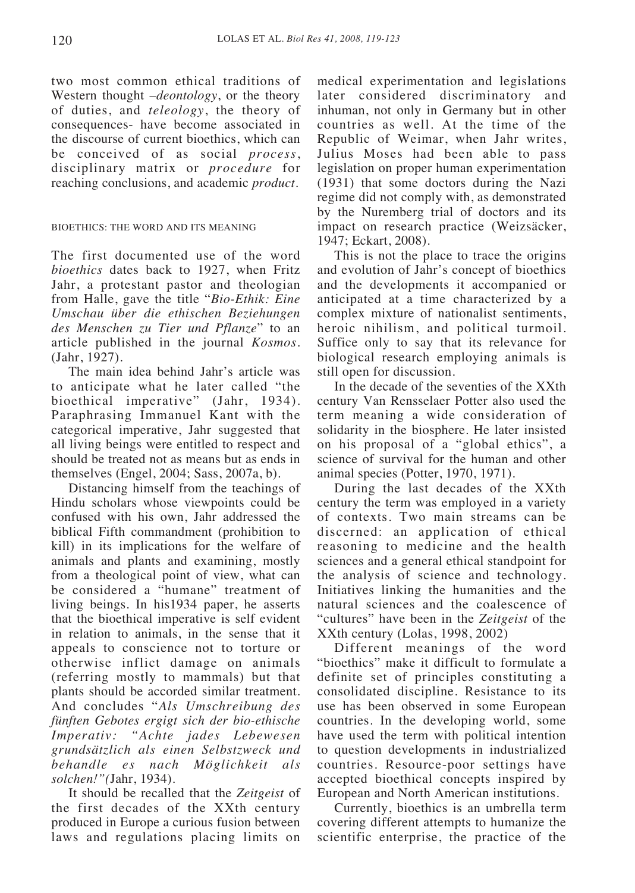two most common ethical traditions of Western thought –*deontology*, or the theory of duties, and *teleology*, the theory of consequences- have become associated in the discourse of current bioethics, which can be conceived of as social *process*, disciplinary matrix or *procedure* for reaching conclusions, and academic *product*.

## BIOETHICS: THE WORD AND ITS MEANING

The first documented use of the word *bioethics* dates back to 1927, when Fritz Jahr, a protestant pastor and theologian from Halle, gave the title "*Bio-Ethik: Eine Umschau über die ethischen Beziehungen des Menschen zu Tier und Pflanze*" to an article published in the journal *Kosmos*. (Jahr, 1927).

The main idea behind Jahr's article was to anticipate what he later called "the bioethical imperative" (Jahr, 1934). Paraphrasing Immanuel Kant with the categorical imperative, Jahr suggested that all living beings were entitled to respect and should be treated not as means but as ends in themselves (Engel, 2004; Sass, 2007a, b).

Distancing himself from the teachings of Hindu scholars whose viewpoints could be confused with his own, Jahr addressed the biblical Fifth commandment (prohibition to kill) in its implications for the welfare of animals and plants and examining, mostly from a theological point of view, what can be considered a "humane" treatment of living beings. In his1934 paper, he asserts that the bioethical imperative is self evident in relation to animals, in the sense that it appeals to conscience not to torture or otherwise inflict damage on animals (referring mostly to mammals) but that plants should be accorded similar treatment. And concludes "*Als Umschreibung des fünften Gebotes ergigt sich der bio-ethische Imperativ: "Achte jades Lebewesen grundsätzlich als einen Selbstzweck und behandle es nach Möglichkeit als solchen!"*(Jahr, 1934).

It should be recalled that the *Zeitgeist* of the first decades of the XXth century produced in Europe a curious fusion between laws and regulations placing limits on medical experimentation and legislations later considered discriminatory and inhuman, not only in Germany but in other countries as well. At the time of the Republic of Weimar, when Jahr writes, Julius Moses had been able to pass legislation on proper human experimentation (1931) that some doctors during the Nazi regime did not comply with, as demonstrated by the Nuremberg trial of doctors and its impact on research practice (Weizsäcker, 1947; Eckart, 2008).

This is not the place to trace the origins and evolution of Jahr's concept of bioethics and the developments it accompanied or anticipated at a time characterized by a complex mixture of nationalist sentiments, heroic nihilism, and political turmoil. Suffice only to say that its relevance for biological research employing animals is still open for discussion.

In the decade of the seventies of the XXth century Van Rensselaer Potter also used the term meaning a wide consideration of solidarity in the biosphere. He later insisted on his proposal of a "global ethics", a science of survival for the human and other animal species (Potter, 1970, 1971).

During the last decades of the XXth century the term was employed in a variety of contexts. Two main streams can be discerned: an application of ethical reasoning to medicine and the health sciences and a general ethical standpoint for the analysis of science and technology. Initiatives linking the humanities and the natural sciences and the coalescence of "cultures" have been in the *Zeitgeist* of the XXth century (Lolas, 1998, 2002)

Different meanings of the word "bioethics" make it difficult to formulate a definite set of principles constituting a consolidated discipline. Resistance to its use has been observed in some European countries. In the developing world, some have used the term with political intention to question developments in industrialized countries. Resource-poor settings have accepted bioethical concepts inspired by European and North American institutions.

Currently, bioethics is an umbrella term covering different attempts to humanize the scientific enterprise, the practice of the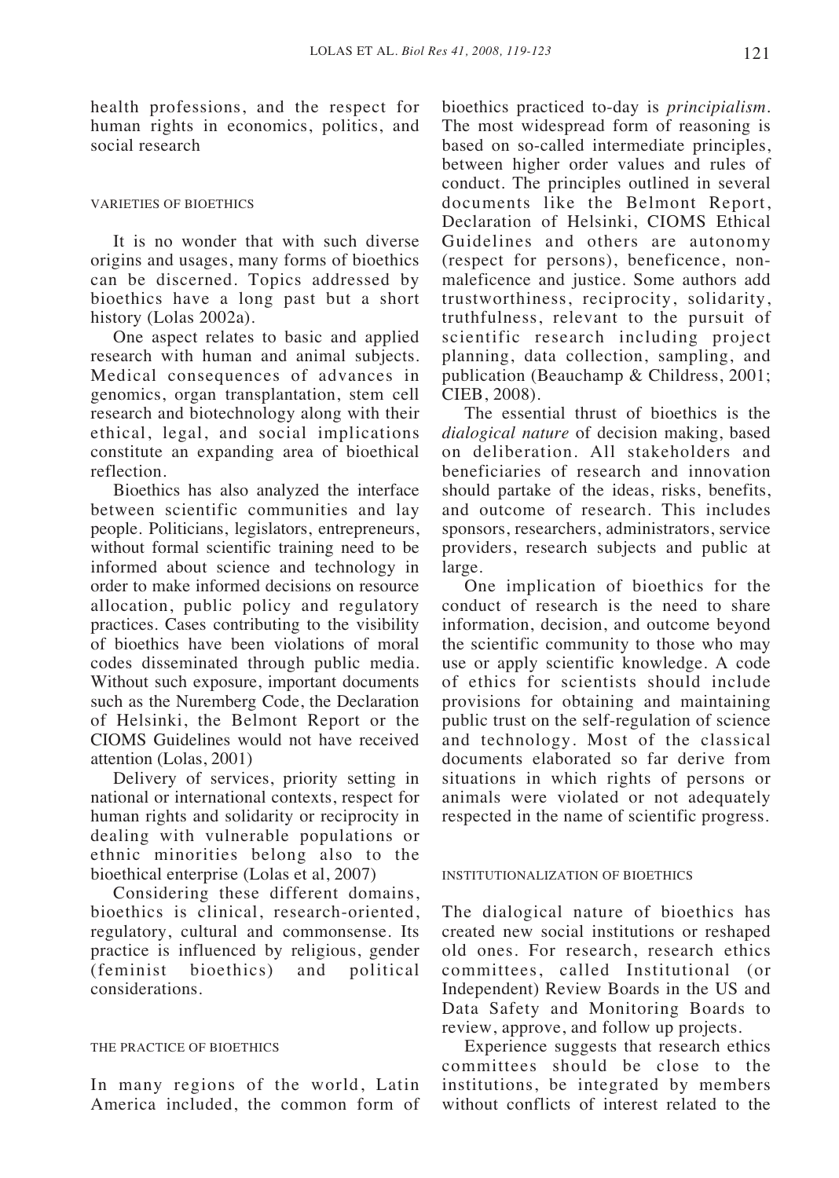health professions, and the respect for human rights in economics, politics, and social research

## VARIETIES OF BIOETHICS

It is no wonder that with such diverse origins and usages, many forms of bioethics can be discerned. Topics addressed by bioethics have a long past but a short history (Lolas 2002a).

One aspect relates to basic and applied research with human and animal subjects. Medical consequences of advances in genomics, organ transplantation, stem cell research and biotechnology along with their ethical, legal, and social implications constitute an expanding area of bioethical reflection.

Bioethics has also analyzed the interface between scientific communities and lay people. Politicians, legislators, entrepreneurs, without formal scientific training need to be informed about science and technology in order to make informed decisions on resource allocation, public policy and regulatory practices. Cases contributing to the visibility of bioethics have been violations of moral codes disseminated through public media. Without such exposure, important documents such as the Nuremberg Code, the Declaration of Helsinki, the Belmont Report or the CIOMS Guidelines would not have received attention (Lolas, 2001)

Delivery of services, priority setting in national or international contexts, respect for human rights and solidarity or reciprocity in dealing with vulnerable populations or ethnic minorities belong also to the bioethical enterprise (Lolas et al, 2007)

Considering these different domains, bioethics is clinical, research-oriented, regulatory, cultural and commonsense. Its practice is influenced by religious, gender (feminist bioethics) and political considerations.

## THE PRACTICE OF BIOETHICS

In many regions of the world, Latin America included, the common form of bioethics practiced to-day is *principialism*. The most widespread form of reasoning is based on so-called intermediate principles, between higher order values and rules of conduct. The principles outlined in several documents like the Belmont Report, Declaration of Helsinki, CIOMS Ethical Guidelines and others are autonomy (respect for persons), beneficence, non-maleficence and justice. Some authors add trustworthiness, reciprocity, solidarity, truthfulness, relevant to the pursuit of scientific research including project planning, data collection, sampling, and publication (Beauchamp & Childress, 2001; CIEB, 2008).

The essential thrust of bioethics is the *dialogical nature* of decision making, based on deliberation. All stakeholders and beneficiaries of research and innovation should partake of the ideas, risks, benefits, and outcome of research. This includes sponsors, researchers, administrators, service providers, research subjects and public at large.

One implication of bioethics for the conduct of research is the need to share information, decision, and outcome beyond the scientific community to those who may use or apply scientific knowledge. A code of ethics for scientists should include provisions for obtaining and maintaining public trust on the self-regulation of science and technology. Most of the classical documents elaborated so far derive from situations in which rights of persons or animals were violated or not adequately respected in the name of scientific progress.

## INSTITUTIONALIZATION OF BIOETHICS

The dialogical nature of bioethics has created new social institutions or reshaped old ones. For research, research ethics committees, called Institutional (or Independent) Review Boards in the US and Data Safety and Monitoring Boards to review, approve, and follow up projects.

Experience suggests that research ethics committees should be close to the institutions, be integrated by members without conflicts of interest related to the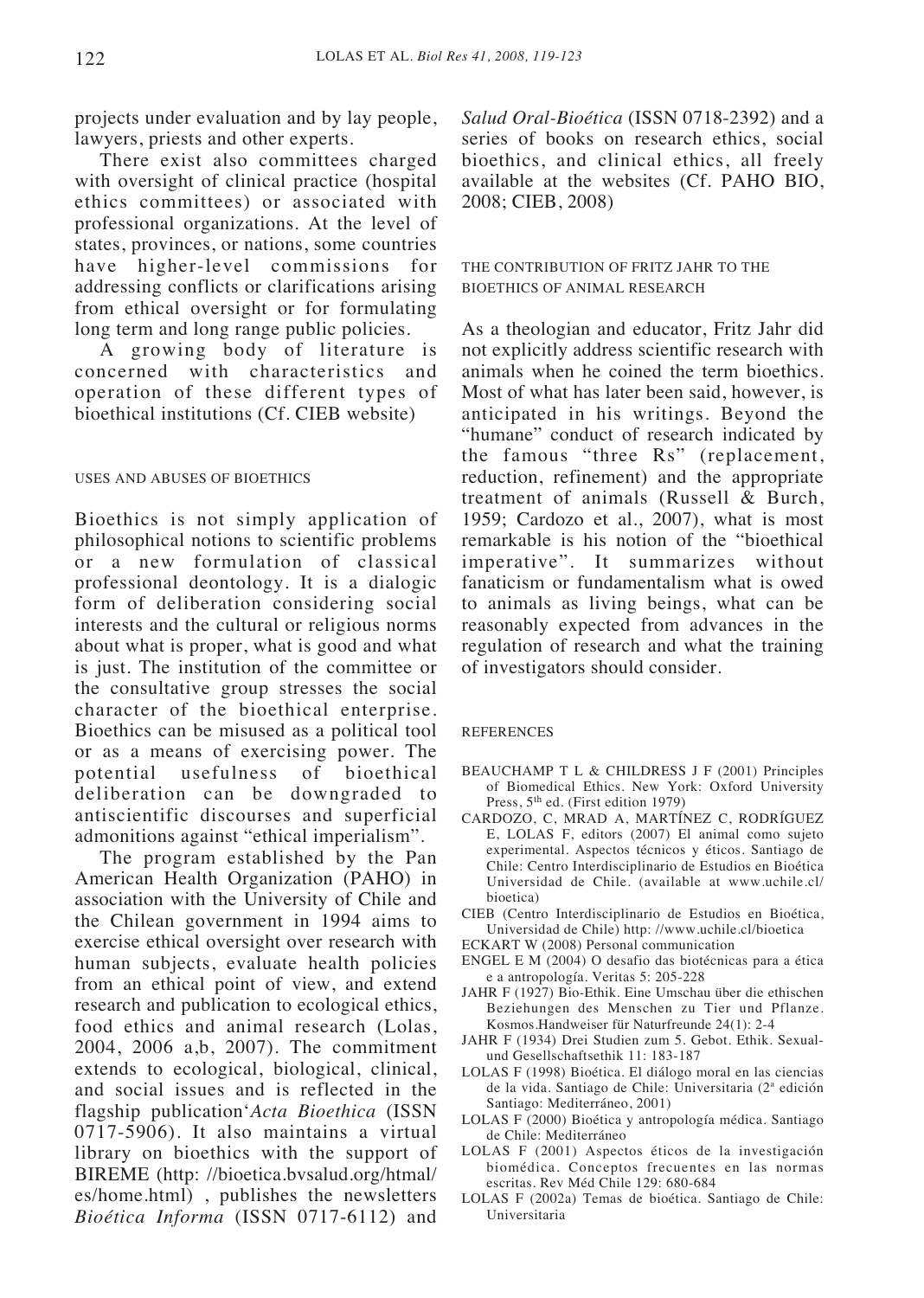projects under evaluation and by lay people, lawyers, priests and other experts.

There exist also committees charged with oversight of clinical practice (hospital ethics committees) or associated with professional organizations. At the level of states, provinces, or nations, some countries have higher-level commissions for addressing conflicts or clarifications arising from ethical oversight or for formulating long term and long range public policies.

A growing body of literature is concerned with characteristics and operation of these different types of bioethical institutions (Cf. CIEB website)

## USES AND ABUSES OF BIOETHICS

Bioethics is not simply application of philosophical notions to scientific problems or a new formulation of classical professional deontology. It is a dialogic form of deliberation considering social interests and the cultural or religious norms about what is proper, what is good and what is just. The institution of the committee or the consultative group stresses the social character of the bioethical enterprise. Bioethics can be misused as a political tool or as a means of exercising power. The potential usefulness of bioethical deliberation can be downgraded to antiscientific discourses and superficial admonitions against "ethical imperialism".

The program established by the Pan American Health Organization (PAHO) in association with the University of Chile and the Chilean government in 1994 aims to exercise ethical oversight over research with human subjects, evaluate health policies from an ethical point of view, and extend research and publication to ecological ethics, food ethics and animal research (Lolas, 2004, 2006 a,b, 2007). The commitment extends to ecological, biological, clinical, and social issues and is reflected in the flagship publication'*Acta Bioethica* (ISSN 0717-5906). It also maintains a virtual library on bioethics with the support of BIREME (http: //bioetica.bvsalud.org/htmal/es/home.html) , publishes the newsletters *Bioética Informa* (ISSN 0717-6112) and *Salud Oral-Bioética* (ISSN 0718-2392) and a series of books on research ethics, social bioethics, and clinical ethics, all freely available at the websites (Cf. PAHO BIO, 2008; CIEB, 2008)

## THE CONTRIBUTION OF FRITZ JAHR TO THE BIOETHICS OF ANIMAL RESEARCH

As a theologian and educator, Fritz Jahr did not explicitly address scientific research with animals when he coined the term bioethics. Most of what has later been said, however, is anticipated in his writings. Beyond the "humane" conduct of research indicated by the famous "three Rs" (replacement, reduction, refinement) and the appropriate treatment of animals (Russell & Burch, 1959; Cardozo et al., 2007), what is most remarkable is his notion of the "bioethical imperative". It summarizes without fanaticism or fundamentalism what is owed to animals as living beings, what can be reasonably expected from advances in the regulation of research and what the training of investigators should consider.

## REFERENCES

- BEAUCHAMP T L & CHILDRESS J F (2001) Principles of Biomedical Ethics. New York: Oxford University Press, 5th ed. (First edition 1979)
- CARDOZO, C, MRAD A, MARTÍNEZ C, RODRÍGUEZ E, LOLAS F, editors (2007) El animal como sujeto experimental. Aspectos técnicos y éticos. Santiago de Chile: Centro Interdisciplinario de Estudios en Bioética Universidad de Chile. (available at www.uchile.cl/bioetica)
- CIEB (Centro Interdisciplinario de Estudios en Bioética, Universidad de Chile) http: //www.uchile.cl/bioetica
- ECKART W (2008) Personal communication
- ENGEL E M (2004) O desafio das biotécnicas para a ética e a antropologia. Veritas 5: 205-228
- JAHR F (1927) Bio-Ethik. Eine Umschau über die ethischen Beziehungen des Menschen zu Tier und Pflanze. Kosmos.Handweiser für Naturfreunde 24(1): 2-4
- JAHR F (1934) Drei Studien zum 5. Gebot. Ethik. Sexual- und Gesellschaftsethik 11: 183-187
- LOLAS F (1998) Bioética. El diálogo moral en las ciencias de la vida. Santiago de Chile: Universitaria (2ª edición Santiago: Mediterráneo, 2001)
- LOLAS F (2000) Bioética y antropología médica. Santiago de Chile: Mediterráneo
- LOLAS F (2001) Aspectos éticos de la investigación biomédica. Conceptos frecuentes en las normas escritas. Rev Méd Chile 129: 680-684
- LOLAS F (2002a) Temas de bioética. Santiago de Chile: Universitaria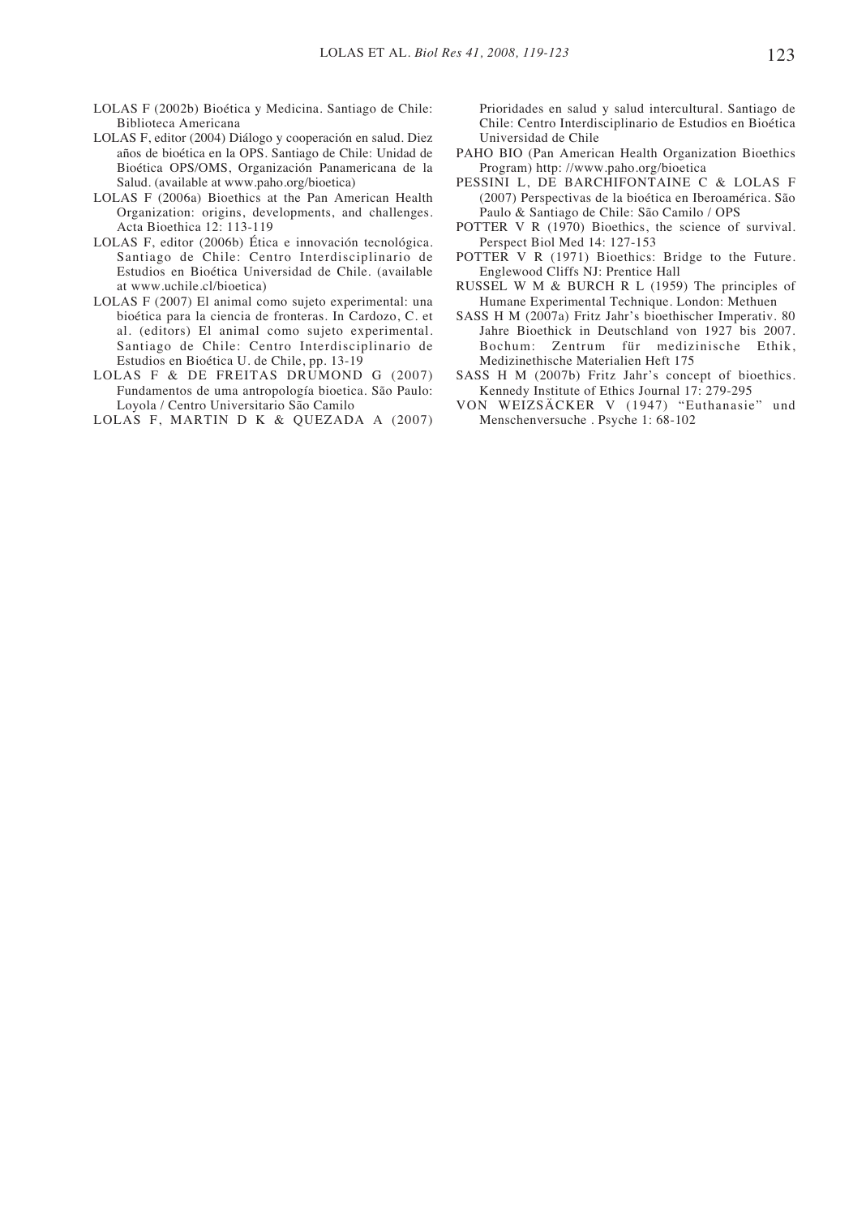LOLAS F (2002b) Bioética y Medicina. Santiago de Chile: Biblioteca Americana

LOLAS F, editor (2004) Diálogo y cooperación en salud. Diez años de bioética en la OPS. Santiago de Chile: Unidad de Bioética OPS/OMS, Organización Panamericana de la Salud. (available at www.paho.org/bioetica)

LOLAS F (2006a) Bioethics at the Pan American Health Organization: origins, developments, and challenges. Acta Bioethica 12: 113-119

LOLAS F, editor (2006b) Ética e innovación tecnológica. Santiago de Chile: Centro Interdisciplinario de Estudios en Bioética Universidad de Chile. (available at www.uchile.cl/bioetica)

LOLAS F (2007) El animal como sujeto experimental: una bioética para la ciencia de fronteras. In Cardozo, C. et al. (editors) El animal como sujeto experimental. Santiago de Chile: Centro Interdisciplinario de Estudios en Bioética U. de Chile, pp. 13-19

LOLAS F & DE FREITAS DRUMOND G (2007) Fundamentos de uma antropología bioetica. São Paulo: Loyola / Centro Universitario São Camilo

LOLAS F, MARTIN D K & QUEZADA A (2007) Prioridades en salud y salud intercultural. Santiago de Chile: Centro Interdisciplinario de Estudios en Bioética Universidad de Chile

PAHO BIO (Pan American Health Organization Bioethics Program) http: //www.paho.org/bioetica

PESSINI L, DE BARCHIFONTAINE C & LOLAS F (2007) Perspectivas de la bioética en Iberoamérica. São Paulo & Santiago de Chile: São Camilo / OPS

POTTER V R (1970) Bioethics, the science of survival. Perspect Biol Med 14: 127-153

POTTER V R (1971) Bioethics: Bridge to the Future. Englewood Cliffs NJ: Prentice Hall

RUSSEL W M & BURCH R L (1959) The principles of Humane Experimental Technique. London: Methuen

SASS H M (2007a) Fritz Jahr's bioethischer Imperativ. 80 Jahre Bioethick in Deutschland von 1927 bis 2007. Bochum: Zentrum für medizinische Ethik, Medizinethische Materialien Heft 175

SASS H M (2007b) Fritz Jahr's concept of bioethics. Kennedy Institute of Ethics Journal 17: 279-295

VON WEIZSÄCKER V (1947) "Euthanasie" und Menschenversuche . Psyche 1: 68-102